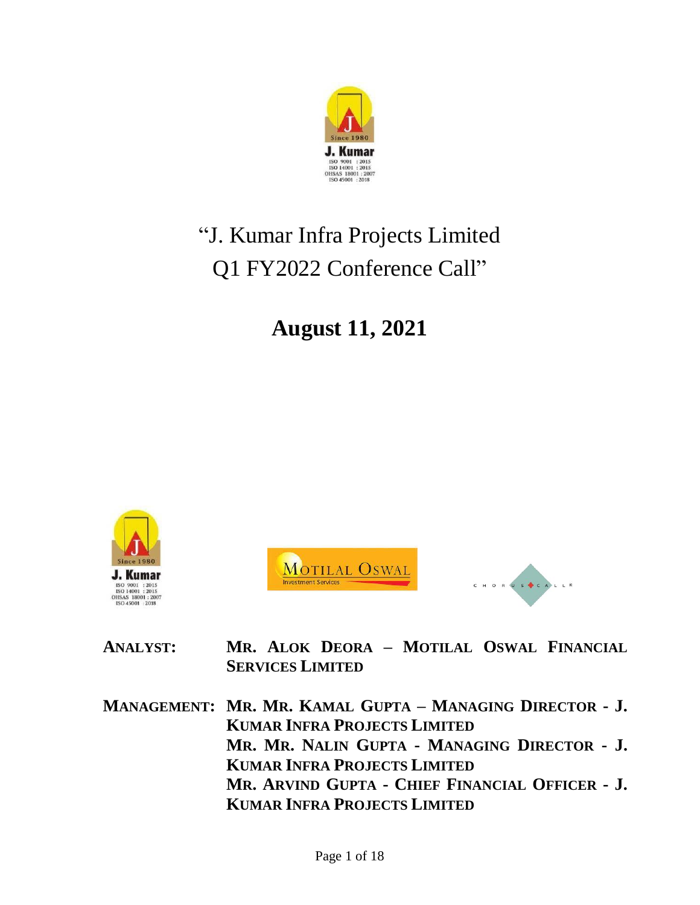# "J. Kumar Infra Projects Limited Q1 FY2022 Conference Call"

## August 11, 2021

**ANALYST:** **MR. ALOK DEORA – MOTILAL OSWAL FINANCIAL SERVICES LIMITED**

**MANAGEMENT:** **MR. MR. KAMAL GUPTA – MANAGING DIRECTOR - J. KUMAR INFRA PROJECTS LIMITED**
**MR. MR. NALIN GUPTA - MANAGING DIRECTOR - J. KUMAR INFRA PROJECTS LIMITED**
**MR. ARVIND GUPTA - CHIEF FINANCIAL OFFICER - J. KUMAR INFRA PROJECTS LIMITED**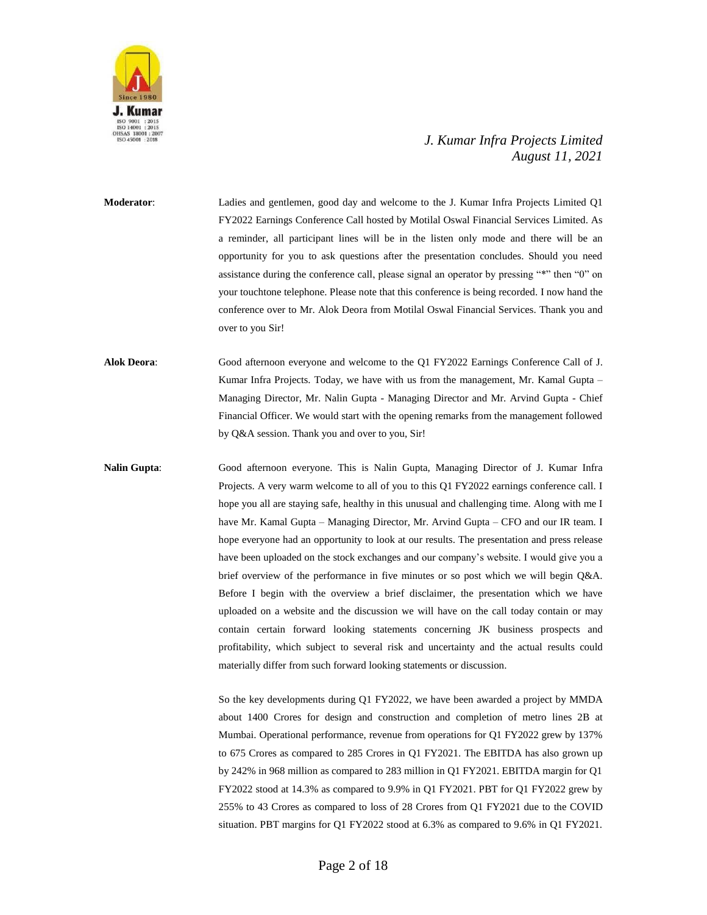**Moderator**: Ladies and gentlemen, good day and welcome to the J. Kumar Infra Projects Limited Q1 FY2022 Earnings Conference Call hosted by Motilal Oswal Financial Services Limited. As a reminder, all participant lines will be in the listen only mode and there will be an opportunity for you to ask questions after the presentation concludes. Should you need assistance during the conference call, please signal an operator by pressing "*" then "0" on your touchtone telephone. Please note that this conference is being recorded. I now hand the conference over to Mr. Alok Deora from Motilal Oswal Financial Services. Thank you and over to you Sir!

**Alok Deora**: Good afternoon everyone and welcome to the Q1 FY2022 Earnings Conference Call of J. Kumar Infra Projects. Today, we have with us from the management, Mr. Kamal Gupta – Managing Director, Mr. Nalin Gupta - Managing Director and Mr. Arvind Gupta - Chief Financial Officer. We would start with the opening remarks from the management followed by Q&A session. Thank you and over to you, Sir!

**Nalin Gupta**: Good afternoon everyone. This is Nalin Gupta, Managing Director of J. Kumar Infra Projects. A very warm welcome to all of you to this Q1 FY2022 earnings conference call. I hope you all are staying safe, healthy in this unusual and challenging time. Along with me I have Mr. Kamal Gupta – Managing Director, Mr. Arvind Gupta – CFO and our IR team. I hope everyone had an opportunity to look at our results. The presentation and press release have been uploaded on the stock exchanges and our company's website. I would give you a brief overview of the performance in five minutes or so post which we will begin Q&A. Before I begin with the overview a brief disclaimer, the presentation which we have uploaded on a website and the discussion we will have on the call today contain or may contain certain forward looking statements concerning JK business prospects and profitability, which subject to several risk and uncertainty and the actual results could materially differ from such forward looking statements or discussion.

So the key developments during Q1 FY2022, we have been awarded a project by MMDA about 1400 Crores for design and construction and completion of metro lines 2B at Mumbai. Operational performance, revenue from operations for Q1 FY2022 grew by 137% to 675 Crores as compared to 285 Crores in Q1 FY2021. The EBITDA has also grown up by 242% in 968 million as compared to 283 million in Q1 FY2021. EBITDA margin for Q1 FY2022 stood at 14.3% as compared to 9.9% in Q1 FY2021. PBT for Q1 FY2022 grew by 255% to 43 Crores as compared to loss of 28 Crores from Q1 FY2021 due to the COVID situation. PBT margins for Q1 FY2022 stood at 6.3% as compared to 9.6% in Q1 FY2021.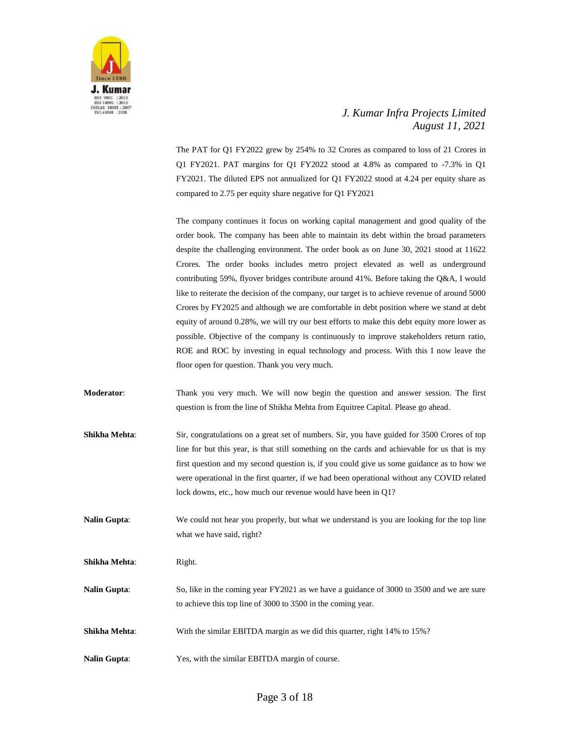The PAT for Q1 FY2022 grew by 254% to 32 Crores as compared to loss of 21 Crores in Q1 FY2021. PAT margins for Q1 FY2022 stood at 4.8% as compared to -7.3% in Q1 FY2021. The diluted EPS not annualized for Q1 FY2022 stood at 4.24 per equity share as compared to 2.75 per equity share negative for Q1 FY2021

The company continues it focus on working capital management and good quality of the order book. The company has been able to maintain its debt within the broad parameters despite the challenging environment. The order book as on June 30, 2021 stood at 11622 Crores. The order books includes metro project elevated as well as underground contributing 59%, flyover bridges contribute around 41%. Before taking the Q&A, I would like to reiterate the decision of the company, our target is to achieve revenue of around 5000 Crores by FY2025 and although we are comfortable in debt position where we stand at debt equity of around 0.28%, we will try our best efforts to make this debt equity more lower as possible. Objective of the company is continuously to improve stakeholders return ratio, ROE and ROC by investing in equal technology and process. With this I now leave the floor open for question. Thank you very much.

**Moderator**: Thank you very much. We will now begin the question and answer session. The first question is from the line of Shikha Mehta from Equitree Capital. Please go ahead.

**Shikha Mehta**: Sir, congratulations on a great set of numbers. Sir, you have guided for 3500 Crores of top line for but this year, is that still something on the cards and achievable for us that is my first question and my second question is, if you could give us some guidance as to how we were operational in the first quarter, if we had been operational without any COVID related lock downs, etc., how much our revenue would have been in Q1?

**Nalin Gupta**: We could not hear you properly, but what we understand is you are looking for the top line what we have said, right?

**Shikha Mehta**: Right.

**Nalin Gupta**: So, like in the coming year FY2021 as we have a guidance of 3000 to 3500 and we are sure to achieve this top line of 3000 to 3500 in the coming year.

**Shikha Mehta**: With the similar EBITDA margin as we did this quarter, right 14% to 15%?

**Nalin Gupta**: Yes, with the similar EBITDA margin of course.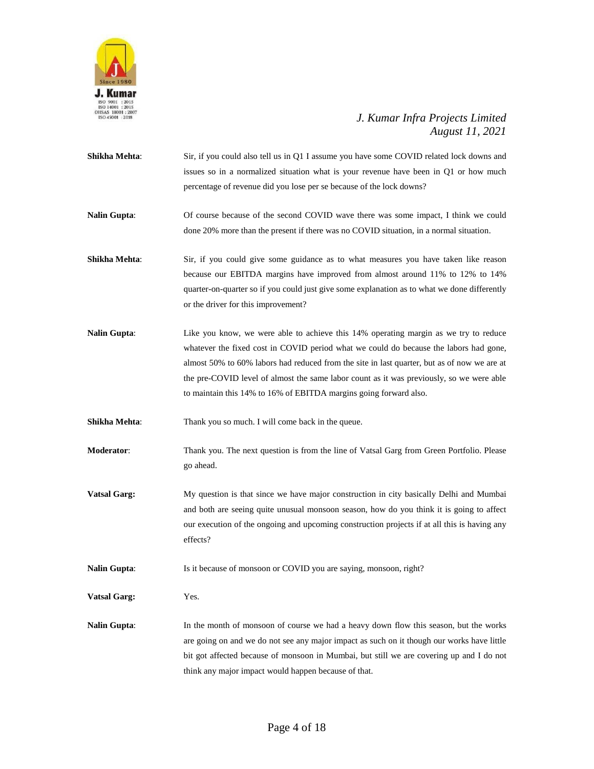**Shikha Mehta**: Sir, if you could also tell us in Q1 I assume you have some COVID related lock downs and issues so in a normalized situation what is your revenue have been in Q1 or how much percentage of revenue did you lose per se because of the lock downs?

**Nalin Gupta**: Of course because of the second COVID wave there was some impact, I think we could done 20% more than the present if there was no COVID situation, in a normal situation.

**Shikha Mehta**: Sir, if you could give some guidance as to what measures you have taken like reason because our EBITDA margins have improved from almost around 11% to 12% to 14% quarter-on-quarter so if you could just give some explanation as to what we done differently or the driver for this improvement?

**Nalin Gupta**: Like you know, we were able to achieve this 14% operating margin as we try to reduce whatever the fixed cost in COVID period what we could do because the labors had gone, almost 50% to 60% labors had reduced from the site in last quarter, but as of now we are at the pre-COVID level of almost the same labor count as it was previously, so we were able to maintain this 14% to 16% of EBITDA margins going forward also.

**Shikha Mehta**: Thank you so much. I will come back in the queue.

**Moderator**: Thank you. The next question is from the line of Vatsal Garg from Green Portfolio. Please go ahead.

**Vatsal Garg:** My question is that since we have major construction in city basically Delhi and Mumbai and both are seeing quite unusual monsoon season, how do you think it is going to affect our execution of the ongoing and upcoming construction projects if at all this is having any effects?

**Nalin Gupta**: Is it because of monsoon or COVID you are saying, monsoon, right?

**Vatsal Garg:** Yes.

**Nalin Gupta**: In the month of monsoon of course we had a heavy down flow this season, but the works are going on and we do not see any major impact as such on it though our works have little bit got affected because of monsoon in Mumbai, but still we are covering up and I do not think any major impact would happen because of that.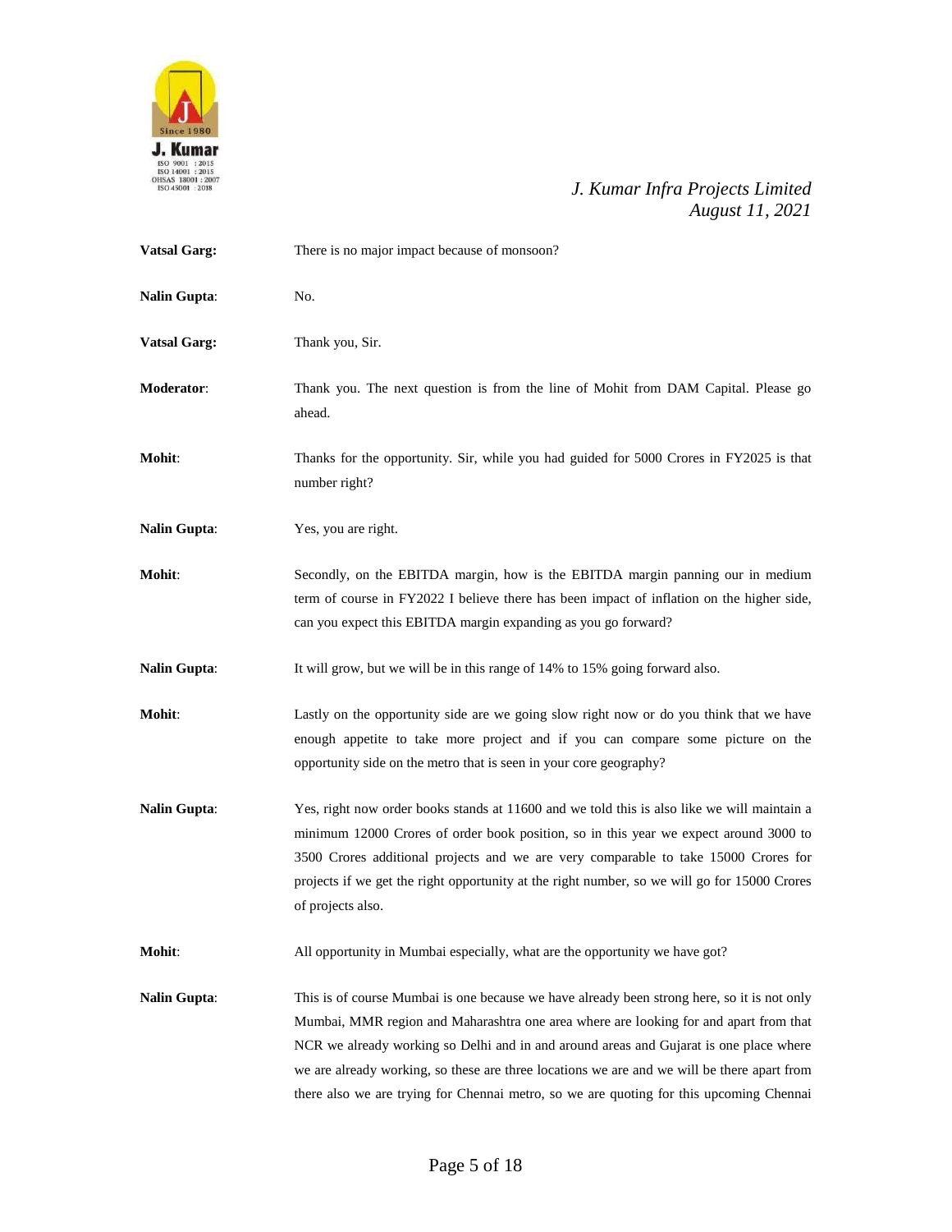**Vatsal Garg:** There is no major impact because of monsoon?

**Nalin Gupta**: No.

**Vatsal Garg:** Thank you, Sir.

**Moderator**: Thank you. The next question is from the line of Mohit from DAM Capital. Please go ahead.

**Mohit**: Thanks for the opportunity. Sir, while you had guided for 5000 Crores in FY2025 is that number right?

**Nalin Gupta**: Yes, you are right.

**Mohit**: Secondly, on the EBITDA margin, how is the EBITDA margin panning our in medium term of course in FY2022 I believe there has been impact of inflation on the higher side, can you expect this EBITDA margin expanding as you go forward?

**Nalin Gupta**: It will grow, but we will be in this range of 14% to 15% going forward also.

**Mohit**: Lastly on the opportunity side are we going slow right now or do you think that we have enough appetite to take more project and if you can compare some picture on the opportunity side on the metro that is seen in your core geography?

**Nalin Gupta**: Yes, right now order books stands at 11600 and we told this is also like we will maintain a minimum 12000 Crores of order book position, so in this year we expect around 3000 to 3500 Crores additional projects and we are very comparable to take 15000 Crores for projects if we get the right opportunity at the right number, so we will go for 15000 Crores of projects also.

**Mohit**: All opportunity in Mumbai especially, what are the opportunity we have got?

**Nalin Gupta**: This is of course Mumbai is one because we have already been strong here, so it is not only Mumbai, MMR region and Maharashtra one area where are looking for and apart from that NCR we already working so Delhi and in and around areas and Gujarat is one place where we are already working, so these are three locations we are and we will be there apart from there also we are trying for Chennai metro, so we are quoting for this upcoming Chennai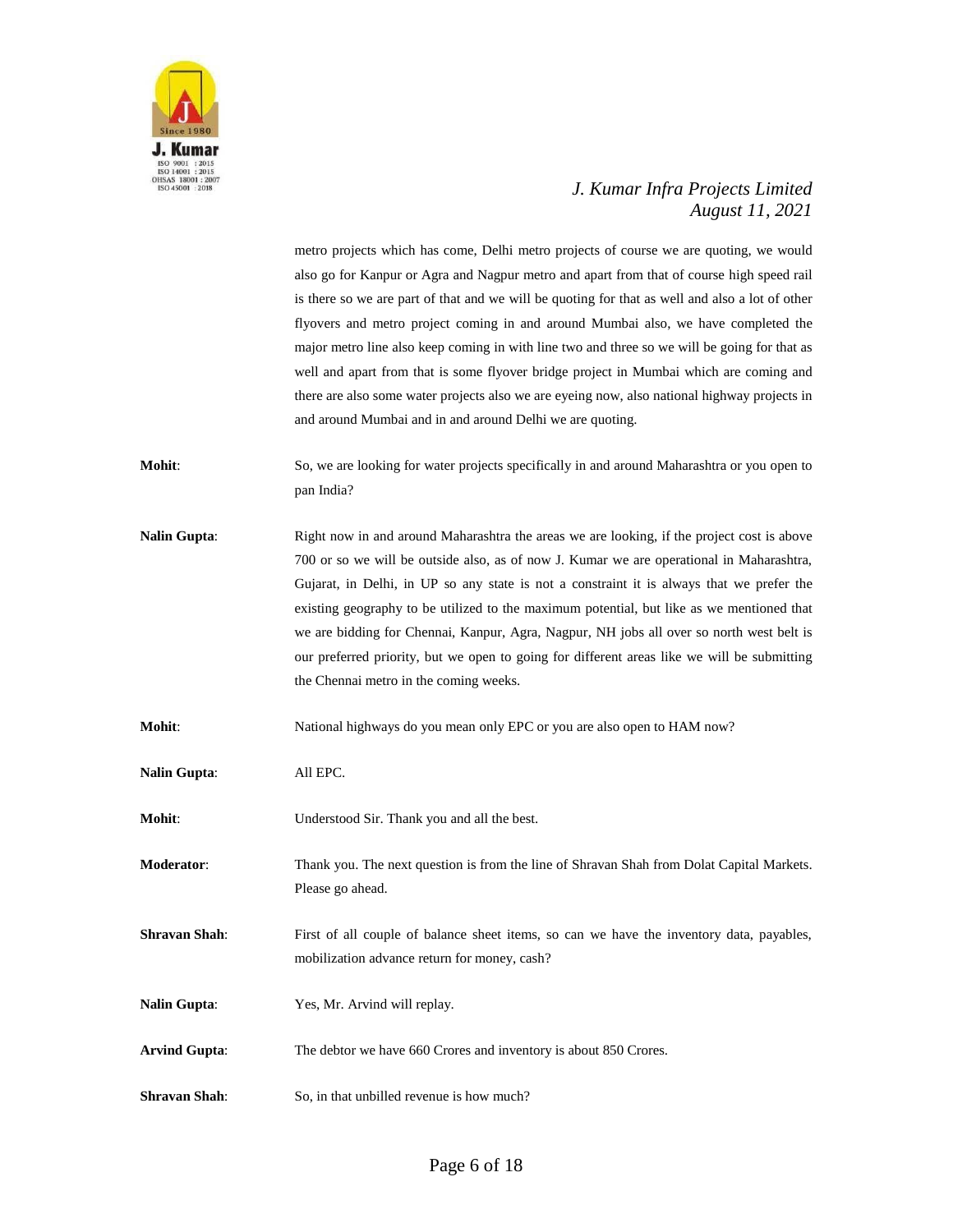metro projects which has come, Delhi metro projects of course we are quoting, we would also go for Kanpur or Agra and Nagpur metro and apart from that of course high speed rail is there so we are part of that and we will be quoting for that as well and also a lot of other flyovers and metro project coming in and around Mumbai also, we have completed the major metro line also keep coming in with line two and three so we will be going for that as well and apart from that is some flyover bridge project in Mumbai which are coming and there are also some water projects also we are eyeing now, also national highway projects in and around Mumbai and in and around Delhi we are quoting.

**Mohit**: So, we are looking for water projects specifically in and around Maharashtra or you open to pan India?

**Nalin Gupta**: Right now in and around Maharashtra the areas we are looking, if the project cost is above 700 or so we will be outside also, as of now J. Kumar we are operational in Maharashtra, Gujarat, in Delhi, in UP so any state is not a constraint it is always that we prefer the existing geography to be utilized to the maximum potential, but like as we mentioned that we are bidding for Chennai, Kanpur, Agra, Nagpur, NH jobs all over so north west belt is our preferred priority, but we open to going for different areas like we will be submitting the Chennai metro in the coming weeks.

**Mohit**: National highways do you mean only EPC or you are also open to HAM now?

**Nalin Gupta**: All EPC.

**Mohit**: Understood Sir. Thank you and all the best.

**Moderator**: Thank you. The next question is from the line of Shravan Shah from Dolat Capital Markets. Please go ahead.

**Shravan Shah**: First of all couple of balance sheet items, so can we have the inventory data, payables, mobilization advance return for money, cash?

**Nalin Gupta**: Yes, Mr. Arvind will replay.

**Arvind Gupta**: The debtor we have 660 Crores and inventory is about 850 Crores.

**Shravan Shah**: So, in that unbilled revenue is how much?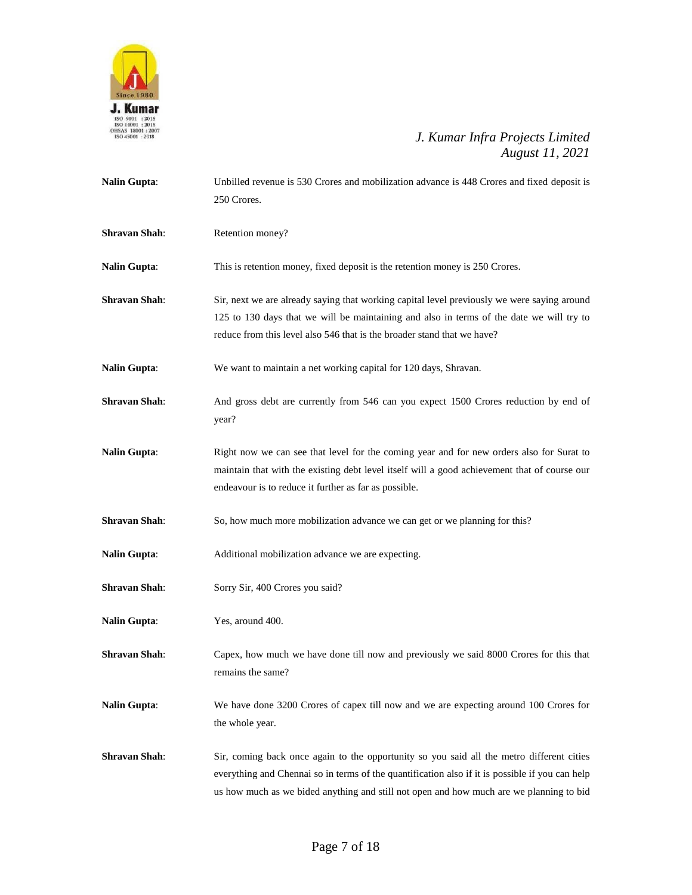**Nalin Gupta**: Unbilled revenue is 530 Crores and mobilization advance is 448 Crores and fixed deposit is 250 Crores.

**Shravan Shah**: Retention money?

**Nalin Gupta**: This is retention money, fixed deposit is the retention money is 250 Crores.

**Shravan Shah**: Sir, next we are already saying that working capital level previously we were saying around 125 to 130 days that we will be maintaining and also in terms of the date we will try to reduce from this level also 546 that is the broader stand that we have?

**Nalin Gupta**: We want to maintain a net working capital for 120 days, Shravan.

**Shravan Shah**: And gross debt are currently from 546 can you expect 1500 Crores reduction by end of year?

**Nalin Gupta**: Right now we can see that level for the coming year and for new orders also for Surat to maintain that with the existing debt level itself will a good achievement that of course our endeavour is to reduce it further as far as possible.

**Shravan Shah**: So, how much more mobilization advance we can get or we planning for this?

**Nalin Gupta**: Additional mobilization advance we are expecting.

**Shravan Shah**: Sorry Sir, 400 Crores you said?

**Nalin Gupta**: Yes, around 400.

**Shravan Shah**: Capex, how much we have done till now and previously we said 8000 Crores for this that remains the same?

**Nalin Gupta**: We have done 3200 Crores of capex till now and we are expecting around 100 Crores for the whole year.

**Shravan Shah**: Sir, coming back once again to the opportunity so you said all the metro different cities everything and Chennai so in terms of the quantification also if it is possible if you can help us how much as we bided anything and still not open and how much are we planning to bid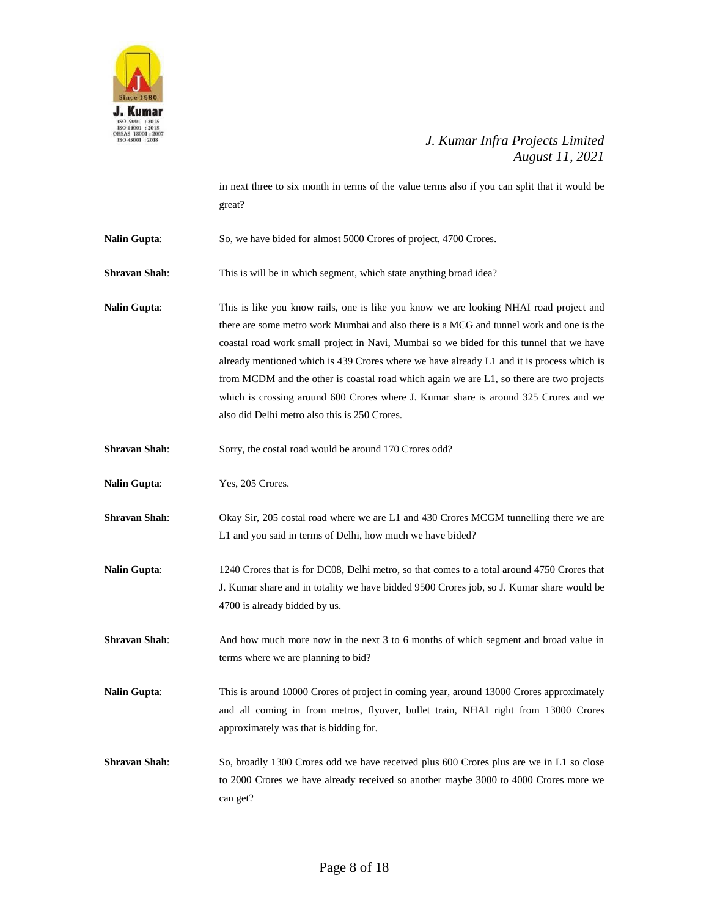in next three to six month in terms of the value terms also if you can split that it would be great?

**Nalin Gupta**: So, we have bided for almost 5000 Crores of project, 4700 Crores.

**Shravan Shah**: This is will be in which segment, which state anything broad idea?

**Nalin Gupta**: This is like you know rails, one is like you know we are looking NHAI road project and there are some metro work Mumbai and also there is a MCG and tunnel work and one is the coastal road work small project in Navi, Mumbai so we bided for this tunnel that we have already mentioned which is 439 Crores where we have already L1 and it is process which is from MCDM and the other is coastal road which again we are L1, so there are two projects which is crossing around 600 Crores where J. Kumar share is around 325 Crores and we also did Delhi metro also this is 250 Crores.

**Shravan Shah**: Sorry, the costal road would be around 170 Crores odd?

**Nalin Gupta**: Yes, 205 Crores.

**Shravan Shah**: Okay Sir, 205 costal road where we are L1 and 430 Crores MCGM tunnelling there we are L1 and you said in terms of Delhi, how much we have bided?

**Nalin Gupta**: 1240 Crores that is for DC08, Delhi metro, so that comes to a total around 4750 Crores that J. Kumar share and in totality we have bidded 9500 Crores job, so J. Kumar share would be 4700 is already bidded by us.

**Shravan Shah**: And how much more now in the next 3 to 6 months of which segment and broad value in terms where we are planning to bid?

**Nalin Gupta**: This is around 10000 Crores of project in coming year, around 13000 Crores approximately and all coming in from metros, flyover, bullet train, NHAI right from 13000 Crores approximately was that is bidding for.

**Shravan Shah**: So, broadly 1300 Crores odd we have received plus 600 Crores plus are we in L1 so close to 2000 Crores we have already received so another maybe 3000 to 4000 Crores more we can get?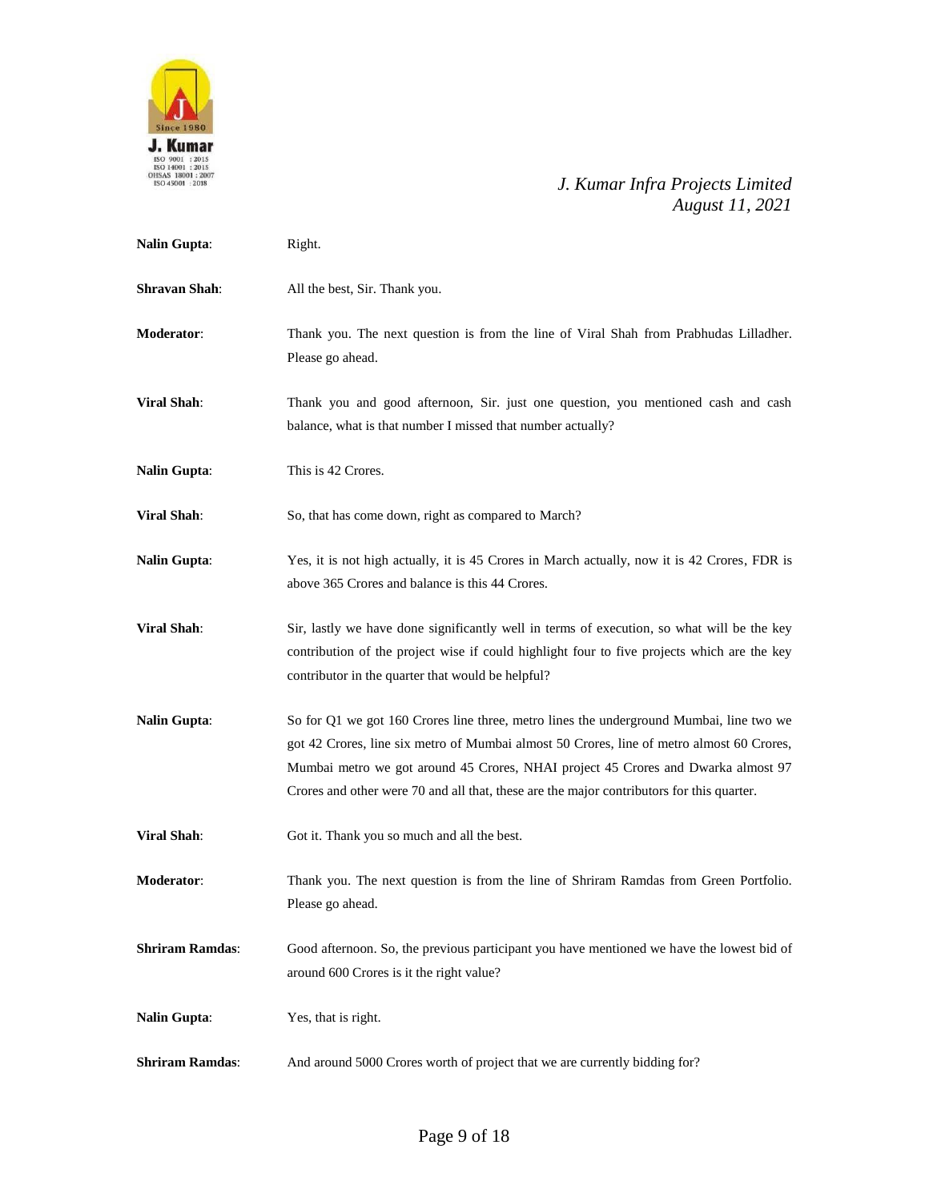**Nalin Gupta**: Right.

**Shravan Shah**: All the best, Sir. Thank you.

**Moderator**: Thank you. The next question is from the line of Viral Shah from Prabhudas Lilladher. Please go ahead.

**Viral Shah**: Thank you and good afternoon, Sir. just one question, you mentioned cash and cash balance, what is that number I missed that number actually?

**Nalin Gupta**: This is 42 Crores.

**Viral Shah**: So, that has come down, right as compared to March?

**Nalin Gupta**: Yes, it is not high actually, it is 45 Crores in March actually, now it is 42 Crores, FDR is above 365 Crores and balance is this 44 Crores.

**Viral Shah**: Sir, lastly we have done significantly well in terms of execution, so what will be the key contribution of the project wise if could highlight four to five projects which are the key contributor in the quarter that would be helpful?

**Nalin Gupta**: So for Q1 we got 160 Crores line three, metro lines the underground Mumbai, line two we got 42 Crores, line six metro of Mumbai almost 50 Crores, line of metro almost 60 Crores, Mumbai metro we got around 45 Crores, NHAI project 45 Crores and Dwarka almost 97 Crores and other were 70 and all that, these are the major contributors for this quarter.

**Viral Shah**: Got it. Thank you so much and all the best.

**Moderator**: Thank you. The next question is from the line of Shriram Ramdas from Green Portfolio. Please go ahead.

**Shriram Ramdas**: Good afternoon. So, the previous participant you have mentioned we have the lowest bid of around 600 Crores is it the right value?

**Nalin Gupta**: Yes, that is right.

**Shriram Ramdas**: And around 5000 Crores worth of project that we are currently bidding for?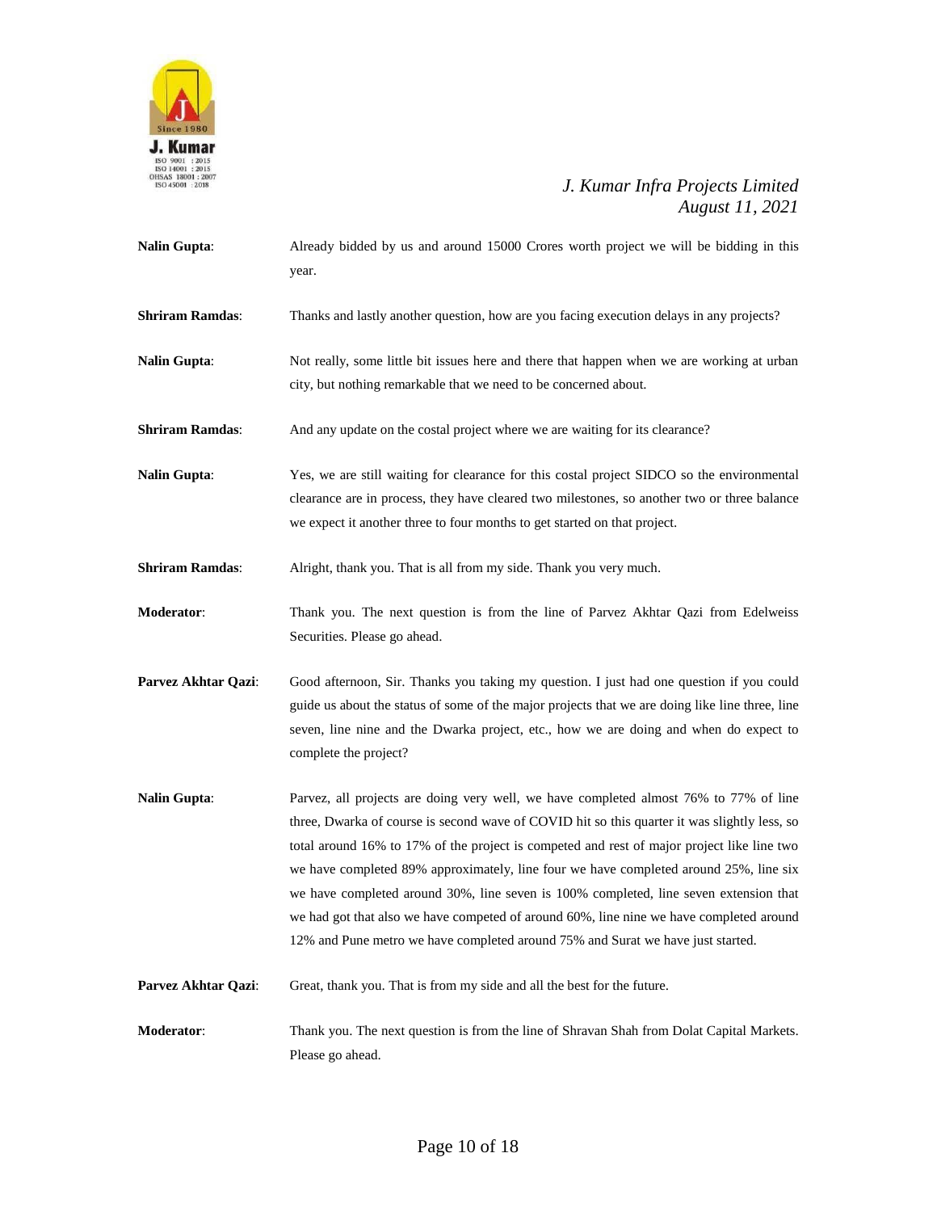**Nalin Gupta**: Already bidded by us and around 15000 Crores worth project we will be bidding in this year.

**Shriram Ramdas**: Thanks and lastly another question, how are you facing execution delays in any projects?

**Nalin Gupta**: Not really, some little bit issues here and there that happen when we are working at urban city, but nothing remarkable that we need to be concerned about.

**Shriram Ramdas**: And any update on the costal project where we are waiting for its clearance?

**Nalin Gupta**: Yes, we are still waiting for clearance for this costal project SIDCO so the environmental clearance are in process, they have cleared two milestones, so another two or three balance we expect it another three to four months to get started on that project.

**Shriram Ramdas**: Alright, thank you. That is all from my side. Thank you very much.

**Moderator**: Thank you. The next question is from the line of Parvez Akhtar Qazi from Edelweiss Securities. Please go ahead.

**Parvez Akhtar Qazi**: Good afternoon, Sir. Thanks you taking my question. I just had one question if you could guide us about the status of some of the major projects that we are doing like line three, line seven, line nine and the Dwarka project, etc., how we are doing and when do expect to complete the project?

**Nalin Gupta**: Parvez, all projects are doing very well, we have completed almost 76% to 77% of line three, Dwarka of course is second wave of COVID hit so this quarter it was slightly less, so total around 16% to 17% of the project is competed and rest of major project like line two we have completed 89% approximately, line four we have completed around 25%, line six we have completed around 30%, line seven is 100% completed, line seven extension that we had got that also we have competed of around 60%, line nine we have completed around 12% and Pune metro we have completed around 75% and Surat we have just started.

**Parvez Akhtar Qazi**: Great, thank you. That is from my side and all the best for the future.

**Moderator**: Thank you. The next question is from the line of Shravan Shah from Dolat Capital Markets. Please go ahead.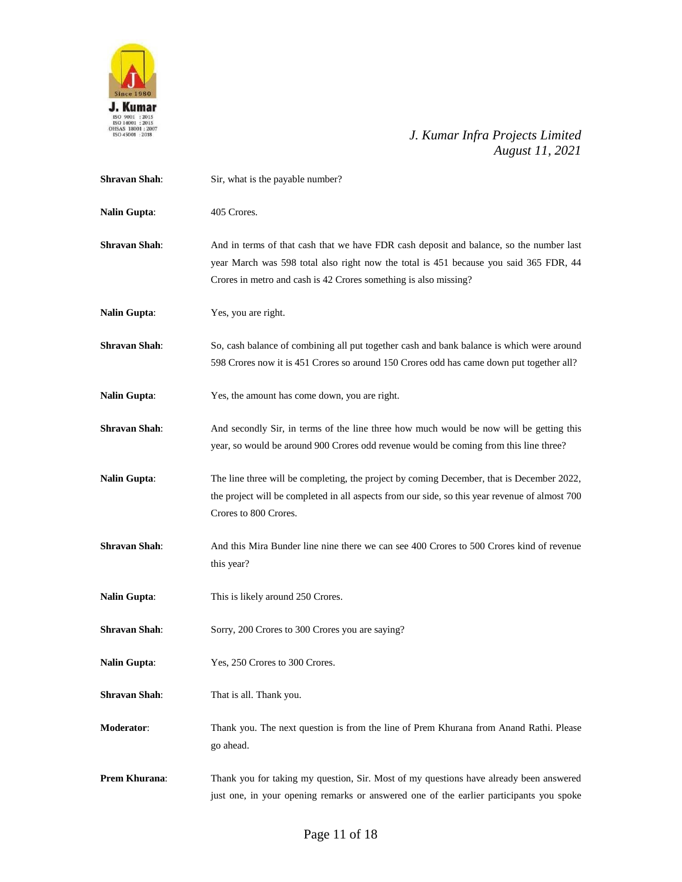**Shravan Shah**: Sir, what is the payable number?

**Nalin Gupta**: 405 Crores.

**Shravan Shah**: And in terms of that cash that we have FDR cash deposit and balance, so the number last year March was 598 total also right now the total is 451 because you said 365 FDR, 44 Crores in metro and cash is 42 Crores something is also missing?

**Nalin Gupta**: Yes, you are right.

**Shravan Shah**: So, cash balance of combining all put together cash and bank balance is which were around 598 Crores now it is 451 Crores so around 150 Crores odd has came down put together all?

**Nalin Gupta**: Yes, the amount has come down, you are right.

**Shravan Shah**: And secondly Sir, in terms of the line three how much would be now will be getting this year, so would be around 900 Crores odd revenue would be coming from this line three?

**Nalin Gupta**: The line three will be completing, the project by coming December, that is December 2022, the project will be completed in all aspects from our side, so this year revenue of almost 700 Crores to 800 Crores.

**Shravan Shah**: And this Mira Bunder line nine there we can see 400 Crores to 500 Crores kind of revenue this year?

**Nalin Gupta**: This is likely around 250 Crores.

**Shravan Shah**: Sorry, 200 Crores to 300 Crores you are saying?

**Nalin Gupta**: Yes, 250 Crores to 300 Crores.

**Shravan Shah**: That is all. Thank you.

**Moderator**: Thank you. The next question is from the line of Prem Khurana from Anand Rathi. Please go ahead.

**Prem Khurana**: Thank you for taking my question, Sir. Most of my questions have already been answered just one, in your opening remarks or answered one of the earlier participants you spoke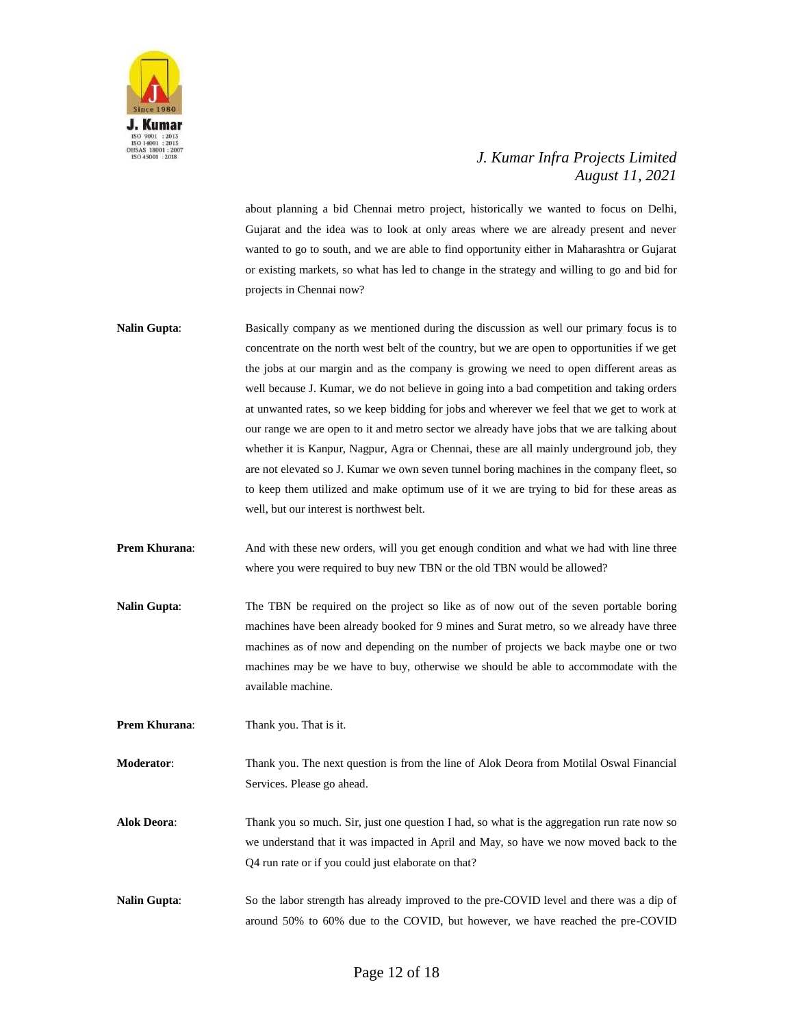about planning a bid Chennai metro project, historically we wanted to focus on Delhi, Gujarat and the idea was to look at only areas where we are already present and never wanted to go to south, and we are able to find opportunity either in Maharashtra or Gujarat or existing markets, so what has led to change in the strategy and willing to go and bid for projects in Chennai now?

**Nalin Gupta**: Basically company as we mentioned during the discussion as well our primary focus is to concentrate on the north west belt of the country, but we are open to opportunities if we get the jobs at our margin and as the company is growing we need to open different areas as well because J. Kumar, we do not believe in going into a bad competition and taking orders at unwanted rates, so we keep bidding for jobs and wherever we feel that we get to work at our range we are open to it and metro sector we already have jobs that we are talking about whether it is Kanpur, Nagpur, Agra or Chennai, these are all mainly underground job, they are not elevated so J. Kumar we own seven tunnel boring machines in the company fleet, so to keep them utilized and make optimum use of it we are trying to bid for these areas as well, but our interest is northwest belt.

**Prem Khurana**: And with these new orders, will you get enough condition and what we had with line three where you were required to buy new TBN or the old TBN would be allowed?

**Nalin Gupta**: The TBN be required on the project so like as of now out of the seven portable boring machines have been already booked for 9 mines and Surat metro, so we already have three machines as of now and depending on the number of projects we back maybe one or two machines may be we have to buy, otherwise we should be able to accommodate with the available machine.

**Prem Khurana**: Thank you. That is it.

**Moderator**: Thank you. The next question is from the line of Alok Deora from Motilal Oswal Financial Services. Please go ahead.

**Alok Deora**: Thank you so much. Sir, just one question I had, so what is the aggregation run rate now so we understand that it was impacted in April and May, so have we now moved back to the Q4 run rate or if you could just elaborate on that?

**Nalin Gupta**: So the labor strength has already improved to the pre-COVID level and there was a dip of around 50% to 60% due to the COVID, but however, we have reached the pre-COVID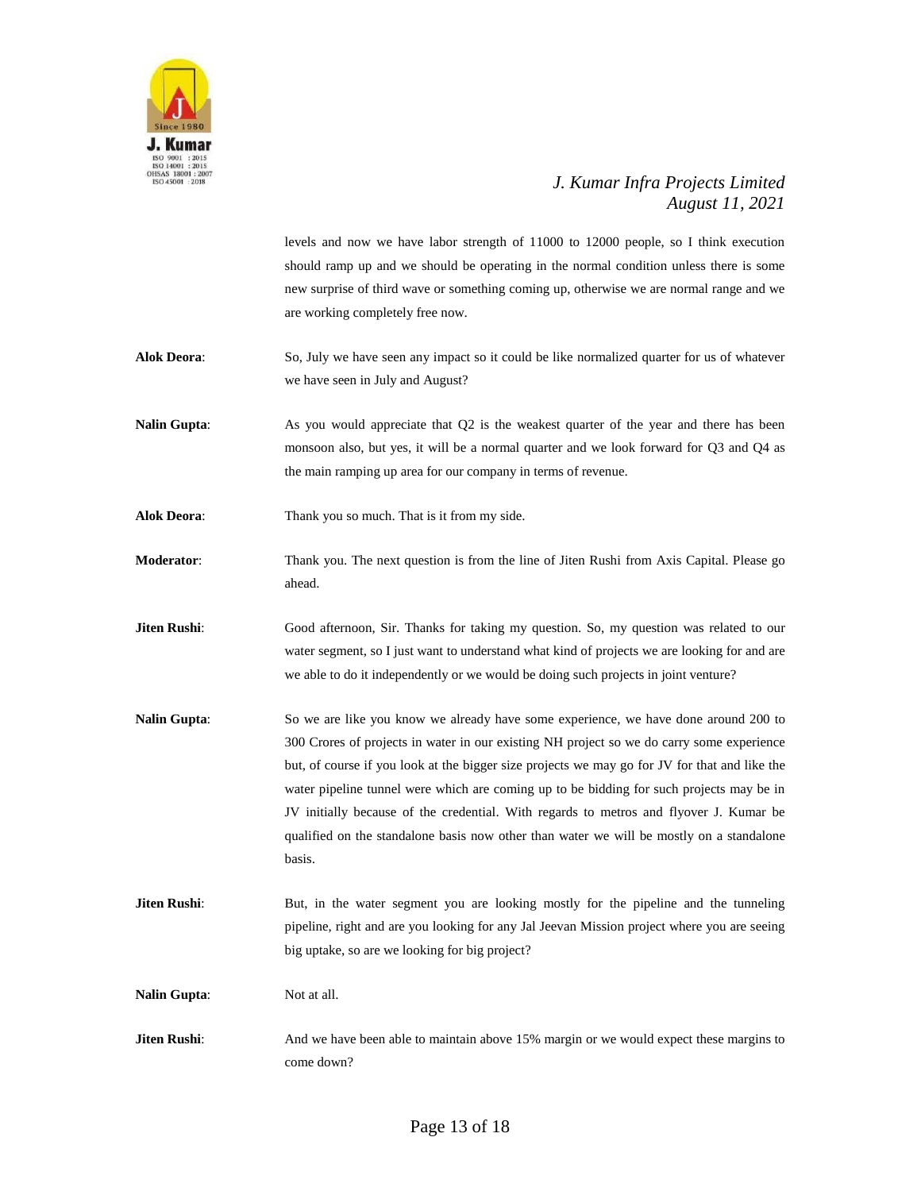levels and now we have labor strength of 11000 to 12000 people, so I think execution should ramp up and we should be operating in the normal condition unless there is some new surprise of third wave or something coming up, otherwise we are normal range and we are working completely free now.

**Alok Deora**: So, July we have seen any impact so it could be like normalized quarter for us of whatever we have seen in July and August?

**Nalin Gupta**: As you would appreciate that Q2 is the weakest quarter of the year and there has been monsoon also, but yes, it will be a normal quarter and we look forward for Q3 and Q4 as the main ramping up area for our company in terms of revenue.

**Alok Deora**: Thank you so much. That is it from my side.

**Moderator**: Thank you. The next question is from the line of Jiten Rushi from Axis Capital. Please go ahead.

**Jiten Rushi**: Good afternoon, Sir. Thanks for taking my question. So, my question was related to our water segment, so I just want to understand what kind of projects we are looking for and are we able to do it independently or we would be doing such projects in joint venture?

**Nalin Gupta**: So we are like you know we already have some experience, we have done around 200 to 300 Crores of projects in water in our existing NH project so we do carry some experience but, of course if you look at the bigger size projects we may go for JV for that and like the water pipeline tunnel were which are coming up to be bidding for such projects may be in JV initially because of the credential. With regards to metros and flyover J. Kumar be qualified on the standalone basis now other than water we will be mostly on a standalone basis.

**Jiten Rushi**: But, in the water segment you are looking mostly for the pipeline and the tunneling pipeline, right and are you looking for any Jal Jeevan Mission project where you are seeing big uptake, so are we looking for big project?

**Nalin Gupta**: Not at all.

**Jiten Rushi**: And we have been able to maintain above 15% margin or we would expect these margins to come down?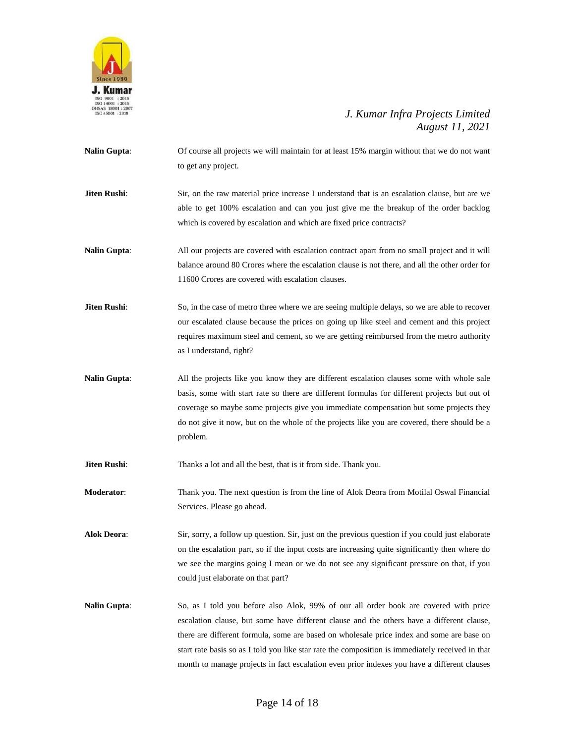**Nalin Gupta**: Of course all projects we will maintain for at least 15% margin without that we do not want to get any project.

**Jiten Rushi**: Sir, on the raw material price increase I understand that is an escalation clause, but are we able to get 100% escalation and can you just give me the breakup of the order backlog which is covered by escalation and which are fixed price contracts?

**Nalin Gupta**: All our projects are covered with escalation contract apart from no small project and it will balance around 80 Crores where the escalation clause is not there, and all the other order for 11600 Crores are covered with escalation clauses.

**Jiten Rushi**: So, in the case of metro three where we are seeing multiple delays, so we are able to recover our escalated clause because the prices on going up like steel and cement and this project requires maximum steel and cement, so we are getting reimbursed from the metro authority as I understand, right?

**Nalin Gupta**: All the projects like you know they are different escalation clauses some with whole sale basis, some with start rate so there are different formulas for different projects but out of coverage so maybe some projects give you immediate compensation but some projects they do not give it now, but on the whole of the projects like you are covered, there should be a problem.

**Jiten Rushi**: Thanks a lot and all the best, that is it from side. Thank you.

**Moderator**: Thank you. The next question is from the line of Alok Deora from Motilal Oswal Financial Services. Please go ahead.

**Alok Deora**: Sir, sorry, a follow up question. Sir, just on the previous question if you could just elaborate on the escalation part, so if the input costs are increasing quite significantly then where do we see the margins going I mean or we do not see any significant pressure on that, if you could just elaborate on that part?

**Nalin Gupta**: So, as I told you before also Alok, 99% of our all order book are covered with price escalation clause, but some have different clause and the others have a different clause, there are different formula, some are based on wholesale price index and some are base on start rate basis so as I told you like star rate the composition is immediately received in that month to manage projects in fact escalation even prior indexes you have a different clauses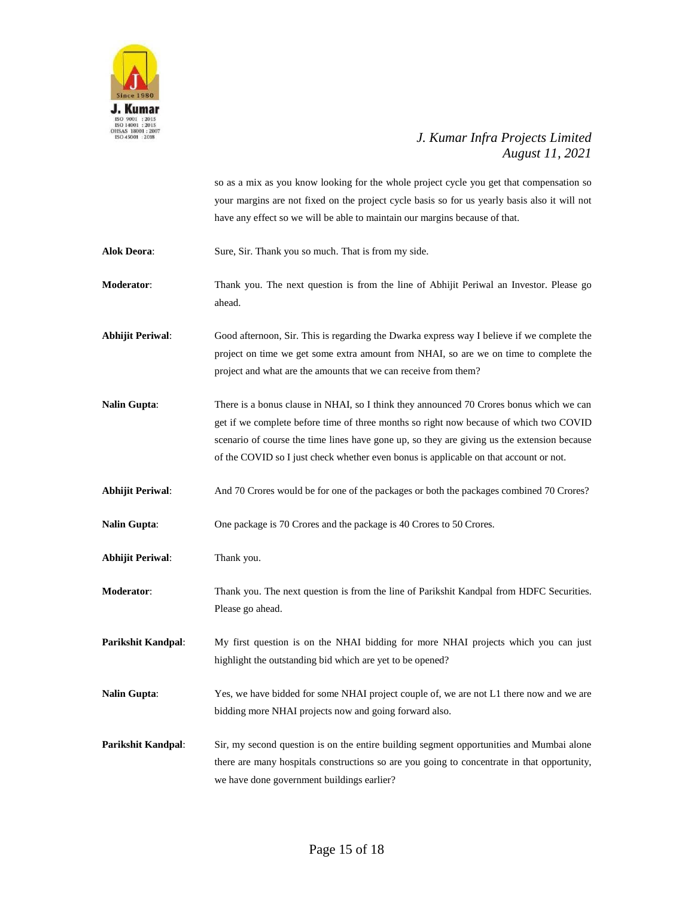so as a mix as you know looking for the whole project cycle you get that compensation so your margins are not fixed on the project cycle basis so for us yearly basis also it will not have any effect so we will be able to maintain our margins because of that.

**Alok Deora**: Sure, Sir. Thank you so much. That is from my side.

**Moderator**: Thank you. The next question is from the line of Abhijit Periwal an Investor. Please go ahead.

**Abhijit Periwal**: Good afternoon, Sir. This is regarding the Dwarka express way I believe if we complete the project on time we get some extra amount from NHAI, so are we on time to complete the project and what are the amounts that we can receive from them?

**Nalin Gupta**: There is a bonus clause in NHAI, so I think they announced 70 Crores bonus which we can get if we complete before time of three months so right now because of which two COVID scenario of course the time lines have gone up, so they are giving us the extension because of the COVID so I just check whether even bonus is applicable on that account or not.

**Abhijit Periwal**: And 70 Crores would be for one of the packages or both the packages combined 70 Crores?

**Nalin Gupta**: One package is 70 Crores and the package is 40 Crores to 50 Crores.

**Abhijit Periwal**: Thank you.

**Moderator**: Thank you. The next question is from the line of Parikshit Kandpal from HDFC Securities. Please go ahead.

**Parikshit Kandpal**: My first question is on the NHAI bidding for more NHAI projects which you can just highlight the outstanding bid which are yet to be opened?

**Nalin Gupta**: Yes, we have bidded for some NHAI project couple of, we are not L1 there now and we are bidding more NHAI projects now and going forward also.

**Parikshit Kandpal**: Sir, my second question is on the entire building segment opportunities and Mumbai alone there are many hospitals constructions so are you going to concentrate in that opportunity, we have done government buildings earlier?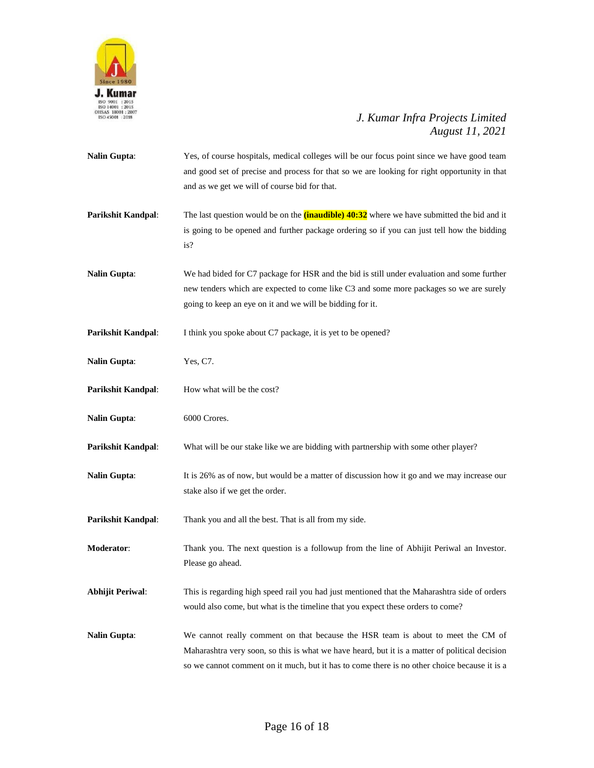**Nalin Gupta**: Yes, of course hospitals, medical colleges will be our focus point since we have good team and good set of precise and process for that so we are looking for right opportunity in that and as we get we will of course bid for that.

**Parikshit Kandpal**: The last question would be on the **(inaudible) 40:32** where we have submitted the bid and it is going to be opened and further package ordering so if you can just tell how the bidding is?

**Nalin Gupta**: We had bided for C7 package for HSR and the bid is still under evaluation and some further new tenders which are expected to come like C3 and some more packages so we are surely going to keep an eye on it and we will be bidding for it.

**Parikshit Kandpal**: I think you spoke about C7 package, it is yet to be opened?

**Nalin Gupta**: Yes, C7.

**Parikshit Kandpal**: How what will be the cost?

**Nalin Gupta**: 6000 Crores.

**Parikshit Kandpal**: What will be our stake like we are bidding with partnership with some other player?

**Nalin Gupta**: It is 26% as of now, but would be a matter of discussion how it go and we may increase our stake also if we get the order.

**Parikshit Kandpal**: Thank you and all the best. That is all from my side.

**Moderator**: Thank you. The next question is a followup from the line of Abhijit Periwal an Investor. Please go ahead.

**Abhijit Periwal**: This is regarding high speed rail you had just mentioned that the Maharashtra side of orders would also come, but what is the timeline that you expect these orders to come?

**Nalin Gupta**: We cannot really comment on that because the HSR team is about to meet the CM of Maharashtra very soon, so this is what we have heard, but it is a matter of political decision so we cannot comment on it much, but it has to come there is no other choice because it is a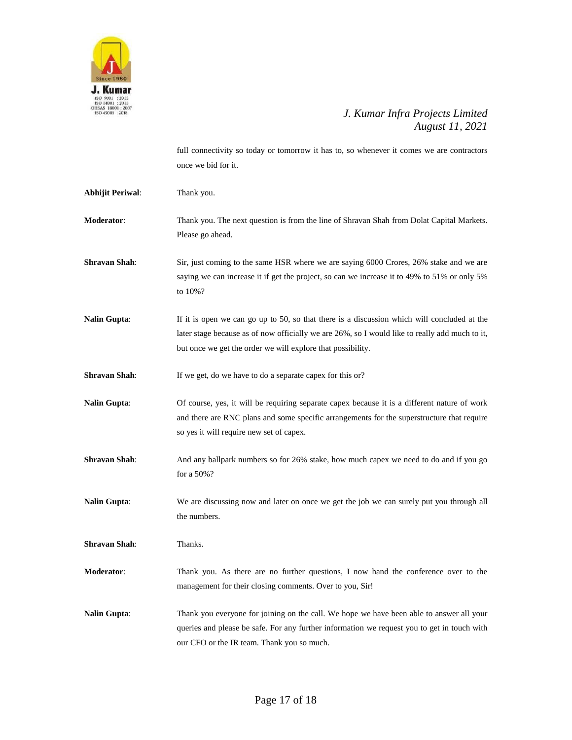full connectivity so today or tomorrow it has to, so whenever it comes we are contractors once we bid for it.

**Abhijit Periwal**: Thank you.

**Moderator**: Thank you. The next question is from the line of Shravan Shah from Dolat Capital Markets. Please go ahead.

**Shravan Shah**: Sir, just coming to the same HSR where we are saying 6000 Crores, 26% stake and we are saying we can increase it if get the project, so can we increase it to 49% to 51% or only 5% to 10%?

**Nalin Gupta**: If it is open we can go up to 50, so that there is a discussion which will concluded at the later stage because as of now officially we are 26%, so I would like to really add much to it, but once we get the order we will explore that possibility.

**Shravan Shah**: If we get, do we have to do a separate capex for this or?

**Nalin Gupta**: Of course, yes, it will be requiring separate capex because it is a different nature of work and there are RNC plans and some specific arrangements for the superstructure that require so yes it will require new set of capex.

**Shravan Shah**: And any ballpark numbers so for 26% stake, how much capex we need to do and if you go for a 50%?

**Nalin Gupta**: We are discussing now and later on once we get the job we can surely put you through all the numbers.

**Shravan Shah**: Thanks.

**Moderator**: Thank you. As there are no further questions, I now hand the conference over to the management for their closing comments. Over to you, Sir!

**Nalin Gupta**: Thank you everyone for joining on the call. We hope we have been able to answer all your queries and please be safe. For any further information we request you to get in touch with our CFO or the IR team. Thank you so much.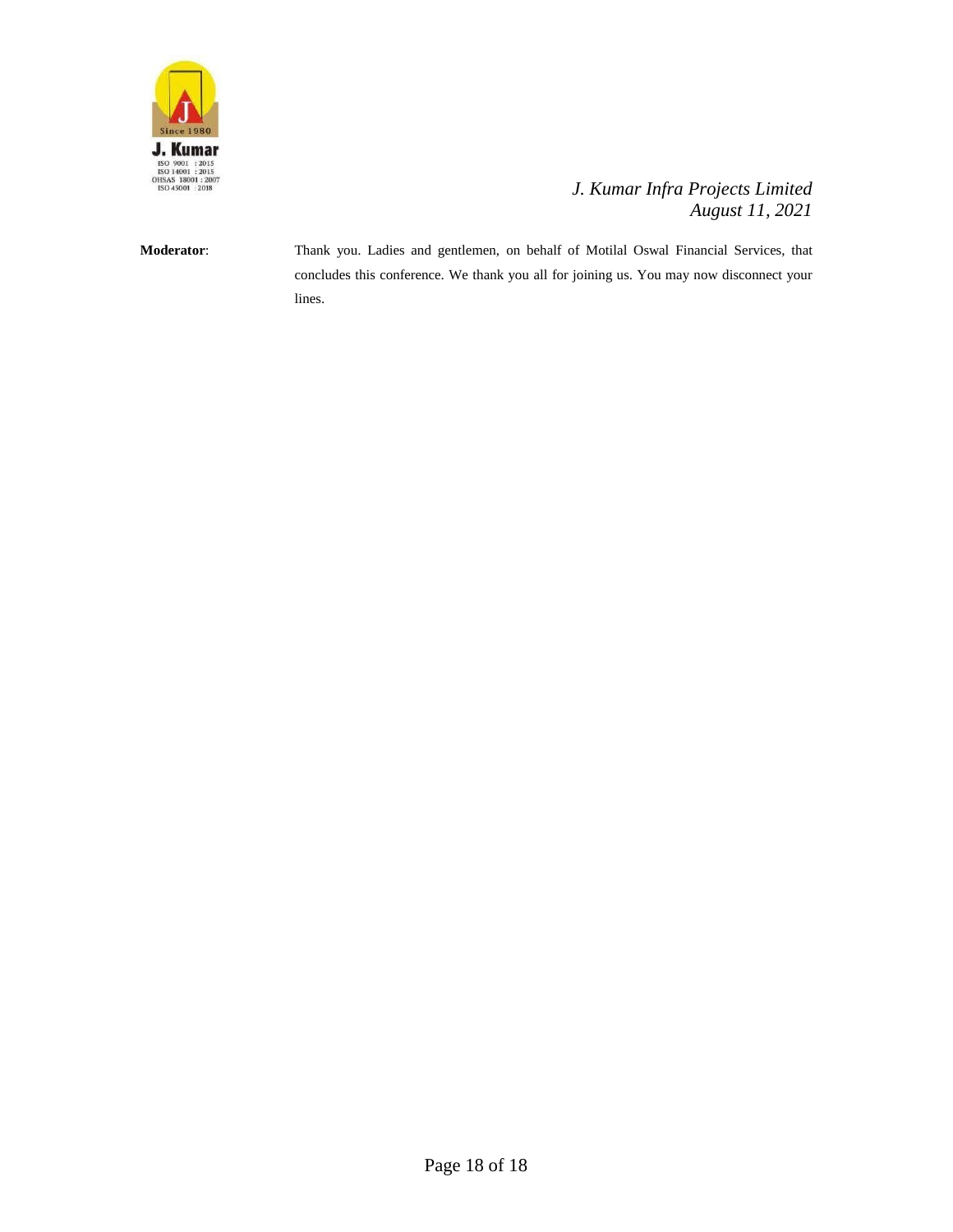**Moderator**: Thank you. Ladies and gentlemen, on behalf of Motilal Oswal Financial Services, that concludes this conference. We thank you all for joining us. You may now disconnect your lines.